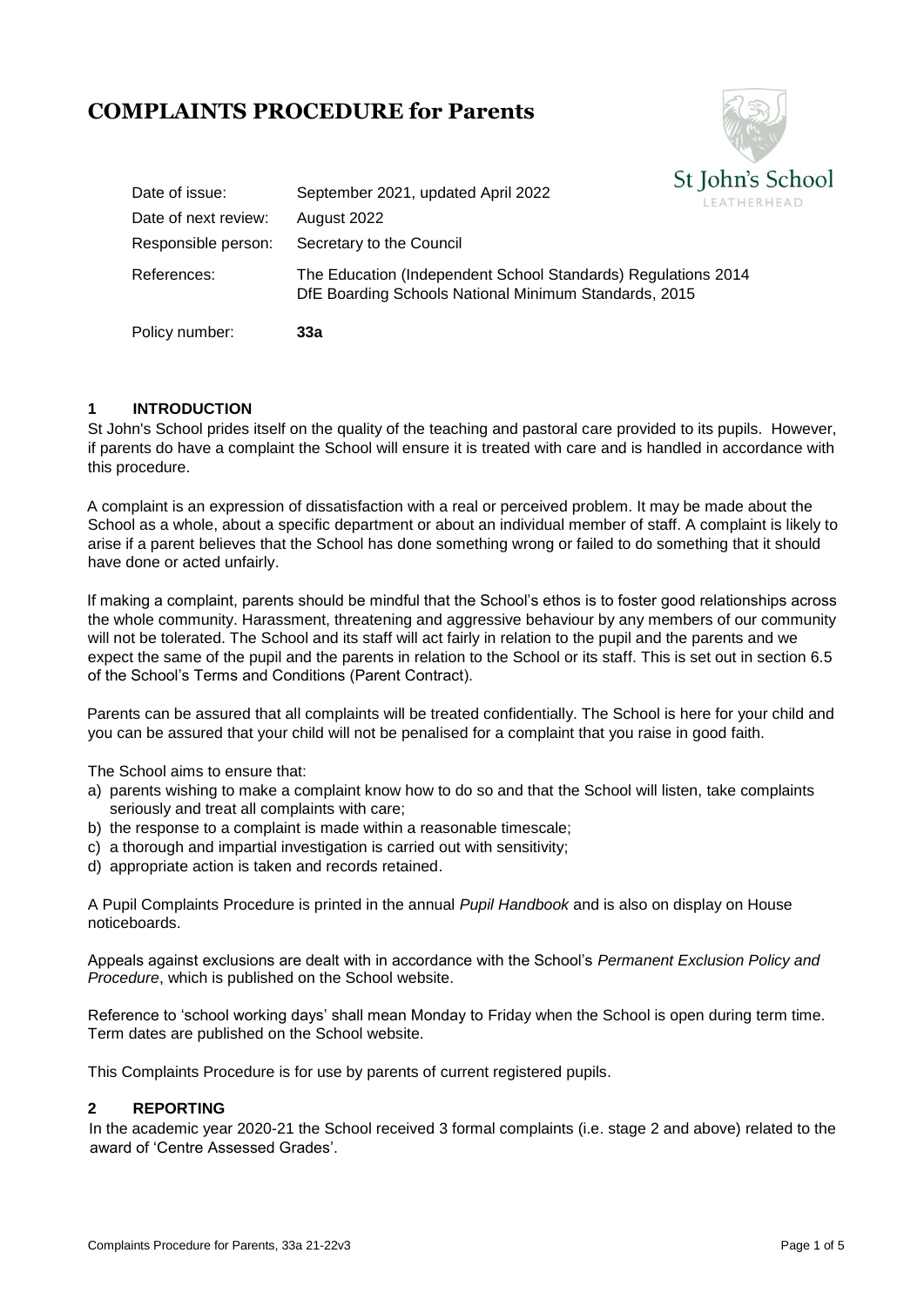# COMPLAINTS PROCEDURE for Parents

St John's School
LEATHERHEAD

| | |
|---|---|
| Date of issue: | September 2021, updated April 2022 |
| Date of next review: | August 2022 |
| Responsible person: | Secretary to the Council |
| References: | The Education (Independent School Standards) Regulations 2014<br>DfE Boarding Schools National Minimum Standards, 2015 |
| Policy number: | **33a** |

## 1 INTRODUCTION

St John's School prides itself on the quality of the teaching and pastoral care provided to its pupils. However, if parents do have a complaint the School will ensure it is treated with care and is handled in accordance with this procedure.

A complaint is an expression of dissatisfaction with a real or perceived problem. It may be made about the School as a whole, about a specific department or about an individual member of staff. A complaint is likely to arise if a parent believes that the School has done something wrong or failed to do something that it should have done or acted unfairly.

If making a complaint, parents should be mindful that the School's ethos is to foster good relationships across the whole community. Harassment, threatening and aggressive behaviour by any members of our community will not be tolerated. The School and its staff will act fairly in relation to the pupil and the parents and we expect the same of the pupil and the parents in relation to the School or its staff. This is set out in section 6.5 of the School's Terms and Conditions (Parent Contract).

Parents can be assured that all complaints will be treated confidentially. The School is here for your child and you can be assured that your child will not be penalised for a complaint that you raise in good faith.

The School aims to ensure that:

a) parents wishing to make a complaint know how to do so and that the School will listen, take complaints seriously and treat all complaints with care;
b) the response to a complaint is made within a reasonable timescale;
c) a thorough and impartial investigation is carried out with sensitivity;
d) appropriate action is taken and records retained.

A Pupil Complaints Procedure is printed in the annual *Pupil Handbook* and is also on display on House noticeboards.

Appeals against exclusions are dealt with in accordance with the School's *Permanent Exclusion Policy and Procedure*, which is published on the School website.

Reference to 'school working days' shall mean Monday to Friday when the School is open during term time. Term dates are published on the School website.

This Complaints Procedure is for use by parents of current registered pupils.

## 2 REPORTING

In the academic year 2020-21 the School received 3 formal complaints (i.e. stage 2 and above) related to the award of 'Centre Assessed Grades'.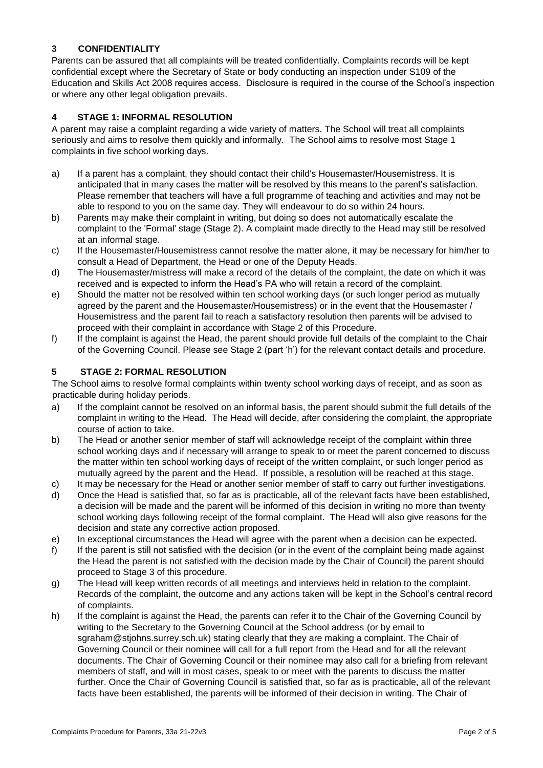## 3 CONFIDENTIALITY

Parents can be assured that all complaints will be treated confidentially. Complaints records will be kept confidential except where the Secretary of State or body conducting an inspection under S109 of the Education and Skills Act 2008 requires access. Disclosure is required in the course of the School's inspection or where any other legal obligation prevails.

## 4 STAGE 1: INFORMAL RESOLUTION

A parent may raise a complaint regarding a wide variety of matters. The School will treat all complaints seriously and aims to resolve them quickly and informally. The School aims to resolve most Stage 1 complaints in five school working days.

a) If a parent has a complaint, they should contact their child's Housemaster/Housemistress. It is anticipated that in many cases the matter will be resolved by this means to the parent's satisfaction. Please remember that teachers will have a full programme of teaching and activities and may not be able to respond to you on the same day. They will endeavour to do so within 24 hours.

b) Parents may make their complaint in writing, but doing so does not automatically escalate the complaint to the 'Formal' stage (Stage 2). A complaint made directly to the Head may still be resolved at an informal stage.

c) If the Housemaster/Housemistress cannot resolve the matter alone, it may be necessary for him/her to consult a Head of Department, the Head or one of the Deputy Heads.

d) The Housemaster/mistress will make a record of the details of the complaint, the date on which it was received and is expected to inform the Head's PA who will retain a record of the complaint.

e) Should the matter not be resolved within ten school working days (or such longer period as mutually agreed by the parent and the Housemaster/Housemistress) or in the event that the Housemaster / Housemistress and the parent fail to reach a satisfactory resolution then parents will be advised to proceed with their complaint in accordance with Stage 2 of this Procedure.

f) If the complaint is against the Head, the parent should provide full details of the complaint to the Chair of the Governing Council. Please see Stage 2 (part 'h') for the relevant contact details and procedure.

## 5 STAGE 2: FORMAL RESOLUTION

The School aims to resolve formal complaints within twenty school working days of receipt, and as soon as practicable during holiday periods.

a) If the complaint cannot be resolved on an informal basis, the parent should submit the full details of the complaint in writing to the Head. The Head will decide, after considering the complaint, the appropriate course of action to take.

b) The Head or another senior member of staff will acknowledge receipt of the complaint within three school working days and if necessary will arrange to speak to or meet the parent concerned to discuss the matter within ten school working days of receipt of the written complaint, or such longer period as mutually agreed by the parent and the Head. If possible, a resolution will be reached at this stage.

c) It may be necessary for the Head or another senior member of staff to carry out further investigations.

d) Once the Head is satisfied that, so far as is practicable, all of the relevant facts have been established, a decision will be made and the parent will be informed of this decision in writing no more than twenty school working days following receipt of the formal complaint. The Head will also give reasons for the decision and state any corrective action proposed.

e) In exceptional circumstances the Head will agree with the parent when a decision can be expected.

f) If the parent is still not satisfied with the decision (or in the event of the complaint being made against the Head the parent is not satisfied with the decision made by the Chair of Council) the parent should proceed to Stage 3 of this procedure.

g) The Head will keep written records of all meetings and interviews held in relation to the complaint. Records of the complaint, the outcome and any actions taken will be kept in the School's central record of complaints.

h) If the complaint is against the Head, the parents can refer it to the Chair of the Governing Council by writing to the Secretary to the Governing Council at the School address (or by email to sgraham@stjohns.surrey.sch.uk) stating clearly that they are making a complaint. The Chair of Governing Council or their nominee will call for a full report from the Head and for all the relevant documents. The Chair of Governing Council or their nominee may also call for a briefing from relevant members of staff, and will in most cases, speak to or meet with the parents to discuss the matter further. Once the Chair of Governing Council is satisfied that, so far as is practicable, all of the relevant facts have been established, the parents will be informed of their decision in writing. The Chair of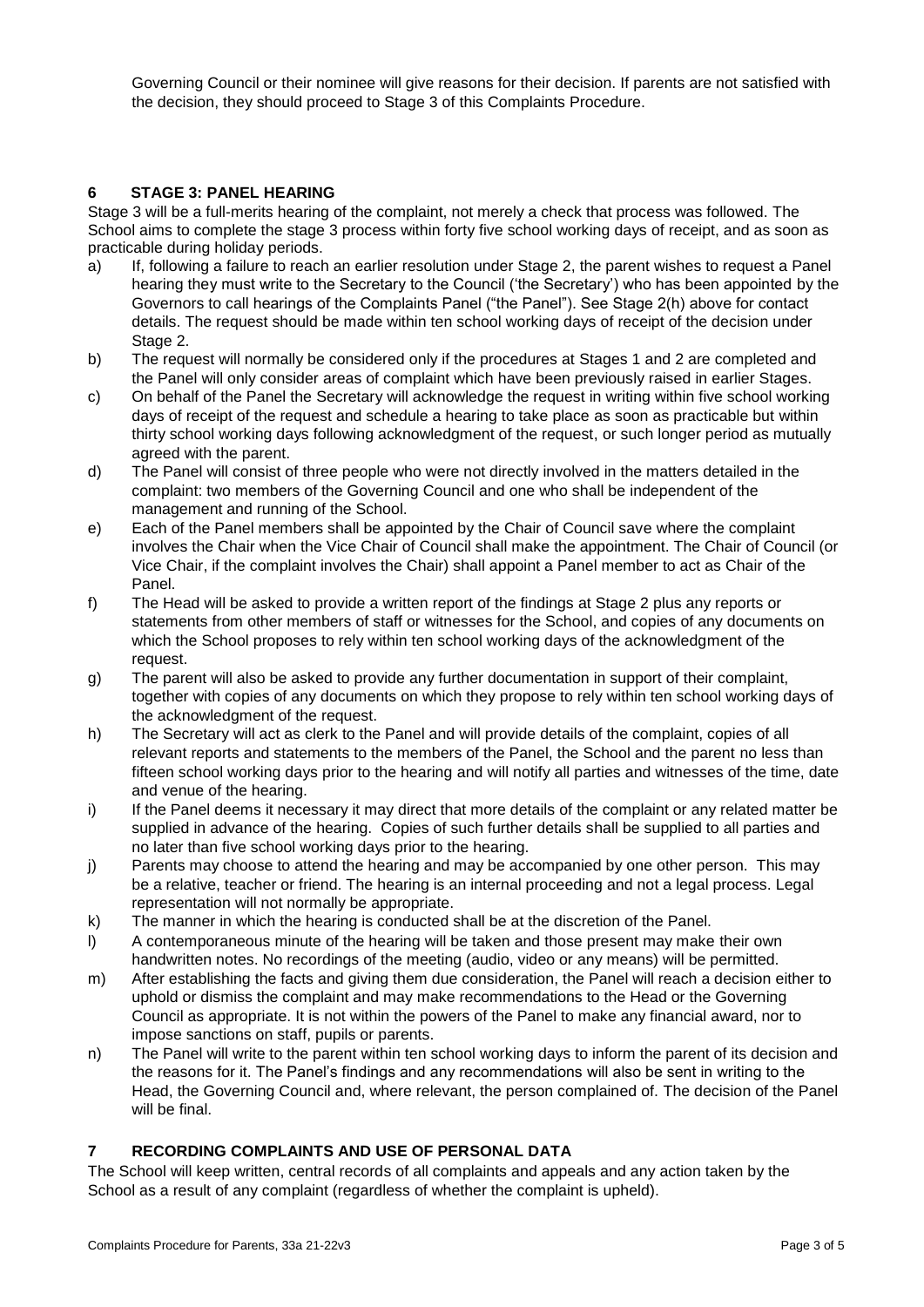Governing Council or their nominee will give reasons for their decision. If parents are not satisfied with the decision, they should proceed to Stage 3 of this Complaints Procedure.

## 6 STAGE 3: PANEL HEARING

Stage 3 will be a full-merits hearing of the complaint, not merely a check that process was followed. The School aims to complete the stage 3 process within forty five school working days of receipt, and as soon as practicable during holiday periods.

a) If, following a failure to reach an earlier resolution under Stage 2, the parent wishes to request a Panel hearing they must write to the Secretary to the Council ('the Secretary') who has been appointed by the Governors to call hearings of the Complaints Panel ("the Panel"). See Stage 2(h) above for contact details. The request should be made within ten school working days of receipt of the decision under Stage 2.

b) The request will normally be considered only if the procedures at Stages 1 and 2 are completed and the Panel will only consider areas of complaint which have been previously raised in earlier Stages.

c) On behalf of the Panel the Secretary will acknowledge the request in writing within five school working days of receipt of the request and schedule a hearing to take place as soon as practicable but within thirty school working days following acknowledgment of the request, or such longer period as mutually agreed with the parent.

d) The Panel will consist of three people who were not directly involved in the matters detailed in the complaint: two members of the Governing Council and one who shall be independent of the management and running of the School.

e) Each of the Panel members shall be appointed by the Chair of Council save where the complaint involves the Chair when the Vice Chair of Council shall make the appointment. The Chair of Council (or Vice Chair, if the complaint involves the Chair) shall appoint a Panel member to act as Chair of the Panel.

f) The Head will be asked to provide a written report of the findings at Stage 2 plus any reports or statements from other members of staff or witnesses for the School, and copies of any documents on which the School proposes to rely within ten school working days of the acknowledgment of the request.

g) The parent will also be asked to provide any further documentation in support of their complaint, together with copies of any documents on which they propose to rely within ten school working days of the acknowledgment of the request.

h) The Secretary will act as clerk to the Panel and will provide details of the complaint, copies of all relevant reports and statements to the members of the Panel, the School and the parent no less than fifteen school working days prior to the hearing and will notify all parties and witnesses of the time, date and venue of the hearing.

i) If the Panel deems it necessary it may direct that more details of the complaint or any related matter be supplied in advance of the hearing. Copies of such further details shall be supplied to all parties and no later than five school working days prior to the hearing.

j) Parents may choose to attend the hearing and may be accompanied by one other person. This may be a relative, teacher or friend. The hearing is an internal proceeding and not a legal process. Legal representation will not normally be appropriate.

k) The manner in which the hearing is conducted shall be at the discretion of the Panel.

l) A contemporaneous minute of the hearing will be taken and those present may make their own handwritten notes. No recordings of the meeting (audio, video or any means) will be permitted.

m) After establishing the facts and giving them due consideration, the Panel will reach a decision either to uphold or dismiss the complaint and may make recommendations to the Head or the Governing Council as appropriate. It is not within the powers of the Panel to make any financial award, nor to impose sanctions on staff, pupils or parents.

n) The Panel will write to the parent within ten school working days to inform the parent of its decision and the reasons for it. The Panel's findings and any recommendations will also be sent in writing to the Head, the Governing Council and, where relevant, the person complained of. The decision of the Panel will be final.

## 7 RECORDING COMPLAINTS AND USE OF PERSONAL DATA

The School will keep written, central records of all complaints and appeals and any action taken by the School as a result of any complaint (regardless of whether the complaint is upheld).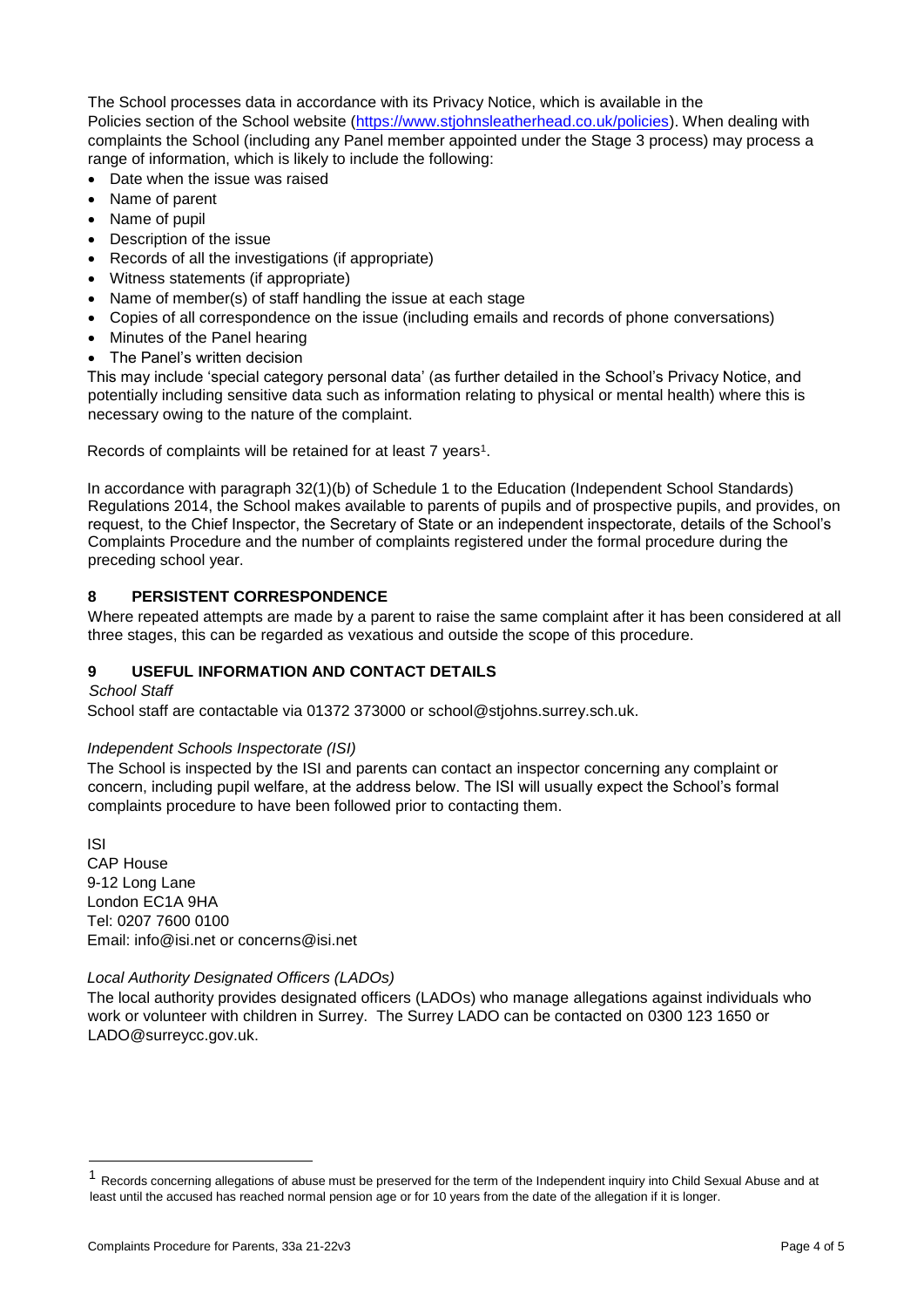The School processes data in accordance with its Privacy Notice, which is available in the Policies section of the School website (https://www.stjohnsleatherhead.co.uk/policies). When dealing with complaints the School (including any Panel member appointed under the Stage 3 process) may process a range of information, which is likely to include the following:

- Date when the issue was raised
- Name of parent
- Name of pupil
- Description of the issue
- Records of all the investigations (if appropriate)
- Witness statements (if appropriate)
- Name of member(s) of staff handling the issue at each stage
- Copies of all correspondence on the issue (including emails and records of phone conversations)
- Minutes of the Panel hearing
- The Panel's written decision

This may include 'special category personal data' (as further detailed in the School's Privacy Notice, and potentially including sensitive data such as information relating to physical or mental health) where this is necessary owing to the nature of the complaint.

Records of complaints will be retained for at least 7 years[1].

In accordance with paragraph 32(1)(b) of Schedule 1 to the Education (Independent School Standards) Regulations 2014, the School makes available to parents of pupils and of prospective pupils, and provides, on request, to the Chief Inspector, the Secretary of State or an independent inspectorate, details of the School's Complaints Procedure and the number of complaints registered under the formal procedure during the preceding school year.

## 8 PERSISTENT CORRESPONDENCE

Where repeated attempts are made by a parent to raise the same complaint after it has been considered at all three stages, this can be regarded as vexatious and outside the scope of this procedure.

## 9 USEFUL INFORMATION AND CONTACT DETAILS

*School Staff*

School staff are contactable via 01372 373000 or school@stjohns.surrey.sch.uk.

*Independent Schools Inspectorate (ISI)*

The School is inspected by the ISI and parents can contact an inspector concerning any complaint or concern, including pupil welfare, at the address below. The ISI will usually expect the School's formal complaints procedure to have been followed prior to contacting them.

ISI
CAP House
9-12 Long Lane
London EC1A 9HA
Tel: 0207 7600 0100
Email: info@isi.net or concerns@isi.net

*Local Authority Designated Officers (LADOs)*

The local authority provides designated officers (LADOs) who manage allegations against individuals who work or volunteer with children in Surrey. The Surrey LADO can be contacted on 0300 123 1650 or LADO@surreycc.gov.uk.

[1] Records concerning allegations of abuse must be preserved for the term of the Independent inquiry into Child Sexual Abuse and at least until the accused has reached normal pension age or for 10 years from the date of the allegation if it is longer.